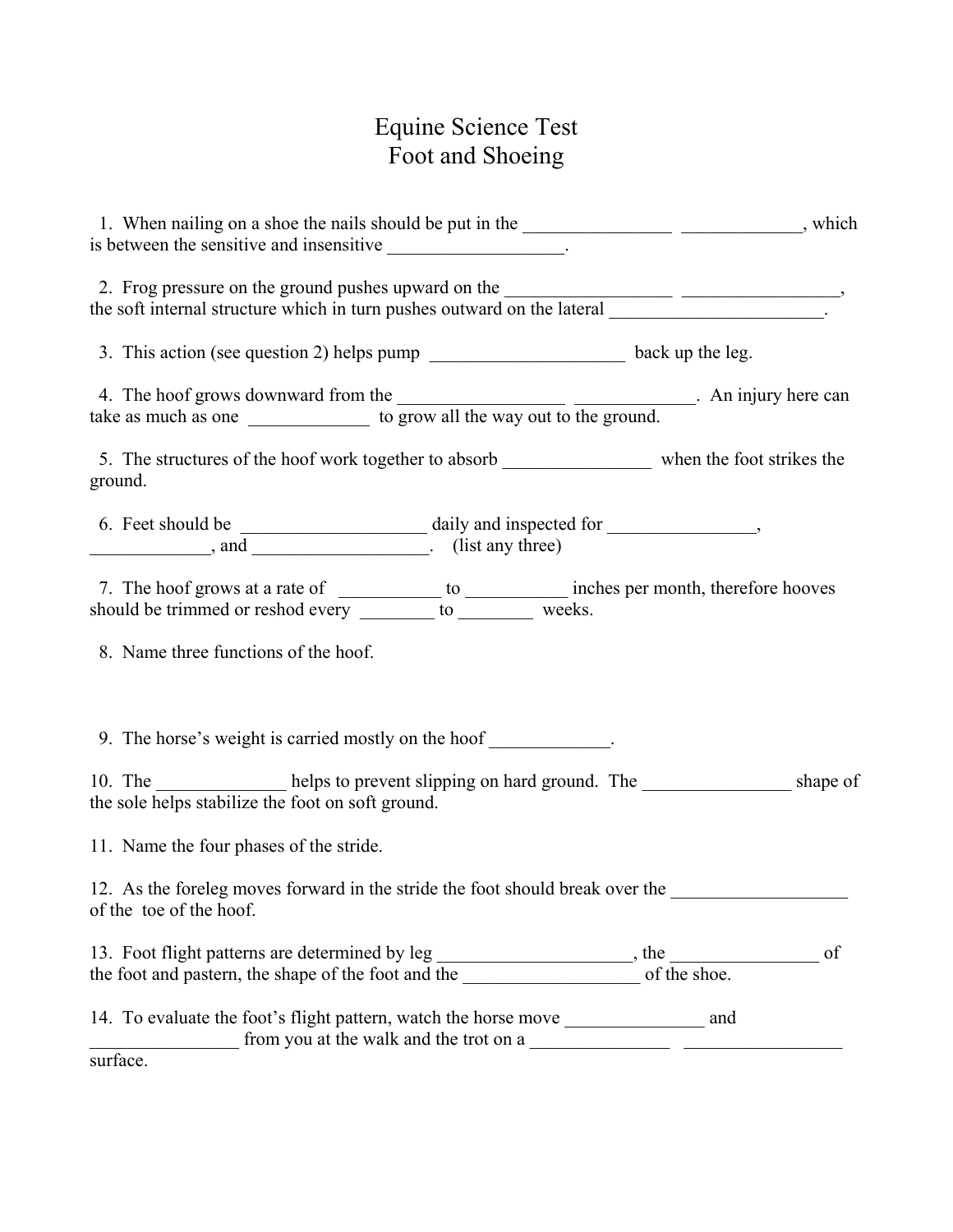# Equine Science Test
## Foot and Shoeing

1. When nailing on a shoe the nails should be put in the ________________ _____________, which is between the sensitive and insensitive ___________________.

2. Frog pressure on the ground pushes upward on the _________________ _________________, the soft internal structure which in turn pushes outward on the lateral _______________________.

3. This action (see question 2) helps pump _____________________ back up the leg.

4. The hoof grows downward from the _________________ _____________. An injury here can take as much as one _____________ to grow all the way out to the ground.

5. The structures of the hoof work together to absorb ________________ when the foot strikes the ground.

6. Feet should be ____________________ daily and inspected for ________________, _____________, and ___________________. (list any three)

7. The hoof grows at a rate of ___________ to ___________ inches per month, therefore hooves should be trimmed or reshod every ________ to ________ weeks.

8. Name three functions of the hoof.

9. The horse's weight is carried mostly on the hoof _____________.

10. The ______________ helps to prevent slipping on hard ground. The ________________ shape of the sole helps stabilize the foot on soft ground.

11. Name the four phases of the stride.

12. As the foreleg moves forward in the stride the foot should break over the ___________________ of the toe of the hoof.

13. Foot flight patterns are determined by leg _____________________, the ________________ of the foot and pastern, the shape of the foot and the ___________________ of the shoe.

14. To evaluate the foot's flight pattern, watch the horse move _______________ and ________________ from you at the walk and the trot on a _______________ _________________ surface.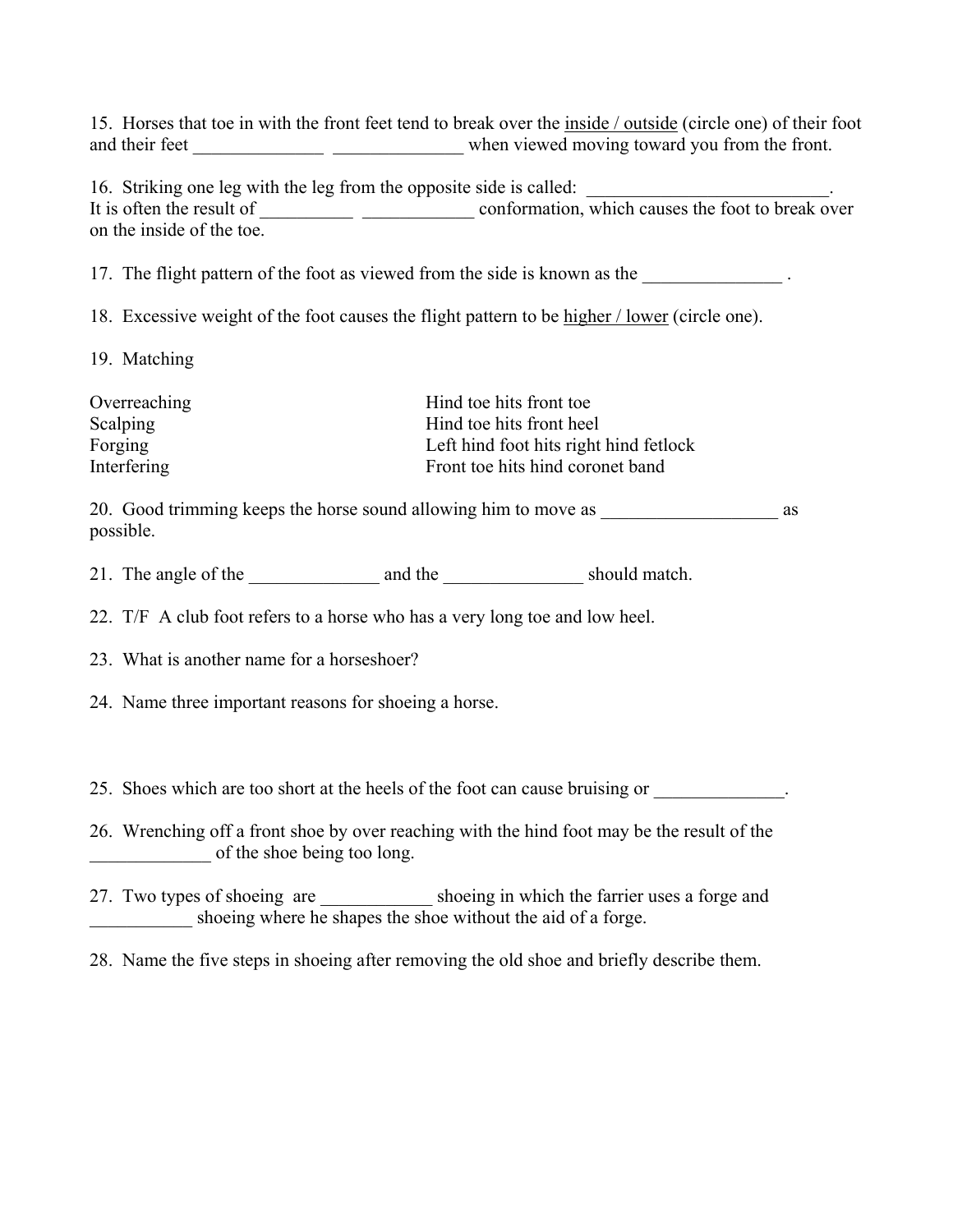15. Horses that toe in with the front feet tend to break over the inside / outside (circle one) of their foot and their feet ______________ ______________ when viewed moving toward you from the front.

16. Striking one leg with the leg from the opposite side is called: ___________________________. It is often the result of __________ ____________ conformation, which causes the foot to break over on the inside of the toe.

17. The flight pattern of the foot as viewed from the side is known as the _______________ .

18. Excessive weight of the foot causes the flight pattern to be higher / lower (circle one).

19. Matching

| | |
|---|---|
| Overreaching | Hind toe hits front toe |
| Scalping | Hind toe hits front heel |
| Forging | Left hind foot hits right hind fetlock |
| Interfering | Front toe hits hind coronet band |

20. Good trimming keeps the horse sound allowing him to move as ___________________ as possible.

21. The angle of the ______________ and the _______________ should match.

22. T/F A club foot refers to a horse who has a very long toe and low heel.

23. What is another name for a horseshoer?

24. Name three important reasons for shoeing a horse.

25. Shoes which are too short at the heels of the foot can cause bruising or ______________.

26. Wrenching off a front shoe by over reaching with the hind foot may be the result of the _____________ of the shoe being too long.

27. Two types of shoeing are ____________ shoeing in which the farrier uses a forge and ___________ shoeing where he shapes the shoe without the aid of a forge.

28. Name the five steps in shoeing after removing the old shoe and briefly describe them.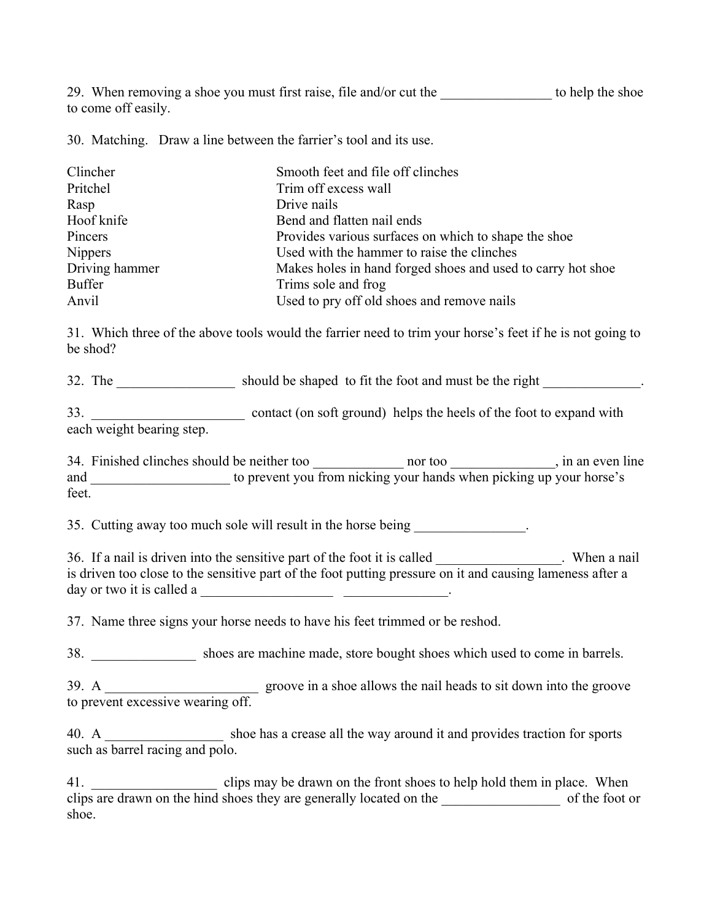29. When removing a shoe you must first raise, file and/or cut the ________________ to help the shoe to come off easily.

30. Matching. Draw a line between the farrier's tool and its use.

| | |
|---|---|
| Clincher | Smooth feet and file off clinches |
| Pritchel | Trim off excess wall |
| Rasp | Drive nails |
| Hoof knife | Bend and flatten nail ends |
| Pincers | Provides various surfaces on which to shape the shoe |
| Nippers | Used with the hammer to raise the clinches |
| Driving hammer | Makes holes in hand forged shoes and used to carry hot shoe |
| Buffer | Trims sole and frog |
| Anvil | Used to pry off old shoes and remove nails |

31. Which three of the above tools would the farrier need to trim your horse's feet if he is not going to be shod?

32. The _________________ should be shaped to fit the foot and must be the right ______________.

33. ______________________ contact (on soft ground) helps the heels of the foot to expand with each weight bearing step.

34. Finished clinches should be neither too _____________ nor too _______________, in an even line and ____________________ to prevent you from nicking your hands when picking up your horse's feet.

35. Cutting away too much sole will result in the horse being ________________.

36. If a nail is driven into the sensitive part of the foot it is called __________________. When a nail is driven too close to the sensitive part of the foot putting pressure on it and causing lameness after a day or two it is called a ___________________ _______________.

37. Name three signs your horse needs to have his feet trimmed or be reshod.

38. _______________ shoes are machine made, store bought shoes which used to come in barrels.

39. A ______________________ groove in a shoe allows the nail heads to sit down into the groove to prevent excessive wearing off.

40. A _________________ shoe has a crease all the way around it and provides traction for sports such as barrel racing and polo.

41. __________________ clips may be drawn on the front shoes to help hold them in place. When clips are drawn on the hind shoes they are generally located on the _________________ of the foot or shoe.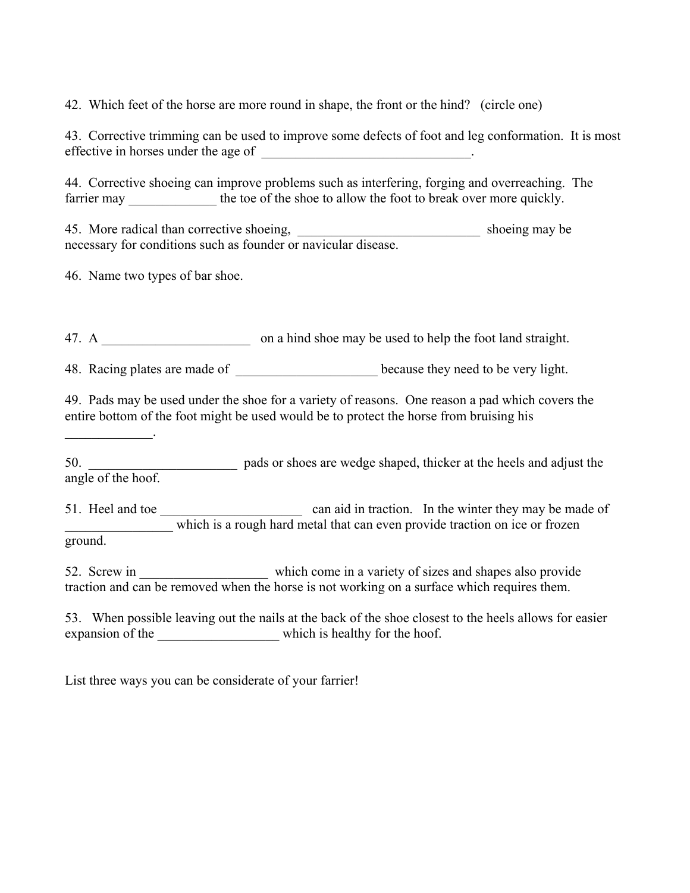42. Which feet of the horse are more round in shape, the front or the hind? (circle one)

43. Corrective trimming can be used to improve some defects of foot and leg conformation. It is most effective in horses under the age of ________________________________.

44. Corrective shoeing can improve problems such as interfering, forging and overreaching. The farrier may _____________ the toe of the shoe to allow the foot to break over more quickly.

45. More radical than corrective shoeing, ___________________________ shoeing may be necessary for conditions such as founder or navicular disease.

46. Name two types of bar shoe.

47. A ______________________ on a hind shoe may be used to help the foot land straight.

48. Racing plates are made of _____________________ because they need to be very light.

49. Pads may be used under the shoe for a variety of reasons. One reason a pad which covers the entire bottom of the foot might be used would be to protect the horse from bruising his _____________.

50. ______________________ pads or shoes are wedge shaped, thicker at the heels and adjust the angle of the hoof.

51. Heel and toe _____________________ can aid in traction. In the winter they may be made of ________________ which is a rough hard metal that can even provide traction on ice or frozen ground.

52. Screw in ___________________ which come in a variety of sizes and shapes also provide traction and can be removed when the horse is not working on a surface which requires them.

53. When possible leaving out the nails at the back of the shoe closest to the heels allows for easier expansion of the __________________ which is healthy for the hoof.

List three ways you can be considerate of your farrier!